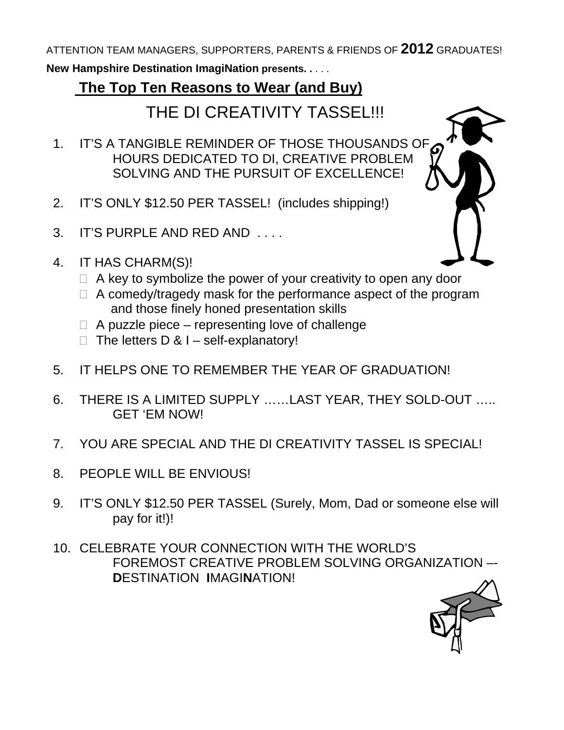ATTENTION TEAM MANAGERS, SUPPORTERS, PARENTS & FRIENDS OF **2012** GRADUATES!

**New Hampshire Destination ImagiNation presents. . . . .**

## The Top Ten Reasons to Wear (and Buy)

# THE DI CREATIVITY TASSEL!!!

1. IT'S A TANGIBLE REMINDER OF THOSE THOUSANDS OF HOURS DEDICATED TO DI, CREATIVE PROBLEM SOLVING AND THE PURSUIT OF EXCELLENCE!

2. IT'S ONLY $12.50 PER TASSEL! (includes shipping!)

3. IT'S PURPLE AND RED AND . . . .

4. IT HAS CHARM(S)!
   - A key to symbolize the power of your creativity to open any door
   - A comedy/tragedy mask for the performance aspect of the program and those finely honed presentation skills
   - A puzzle piece – representing love of challenge
   - The letters D & I – self-explanatory!

5. IT HELPS ONE TO REMEMBER THE YEAR OF GRADUATION!

6. THERE IS A LIMITED SUPPLY ……LAST YEAR, THEY SOLD-OUT ….. GET 'EM NOW!

7. YOU ARE SPECIAL AND THE DI CREATIVITY TASSEL IS SPECIAL!

8. PEOPLE WILL BE ENVIOUS!

9. IT'S ONLY $12.50 PER TASSEL (Surely, Mom, Dad or someone else will pay for it!)!

10. CELEBRATE YOUR CONNECTION WITH THE WORLD'S FOREMOST CREATIVE PROBLEM SOLVING ORGANIZATION –- **D**ESTINATION **I**MAGI**N**ATION!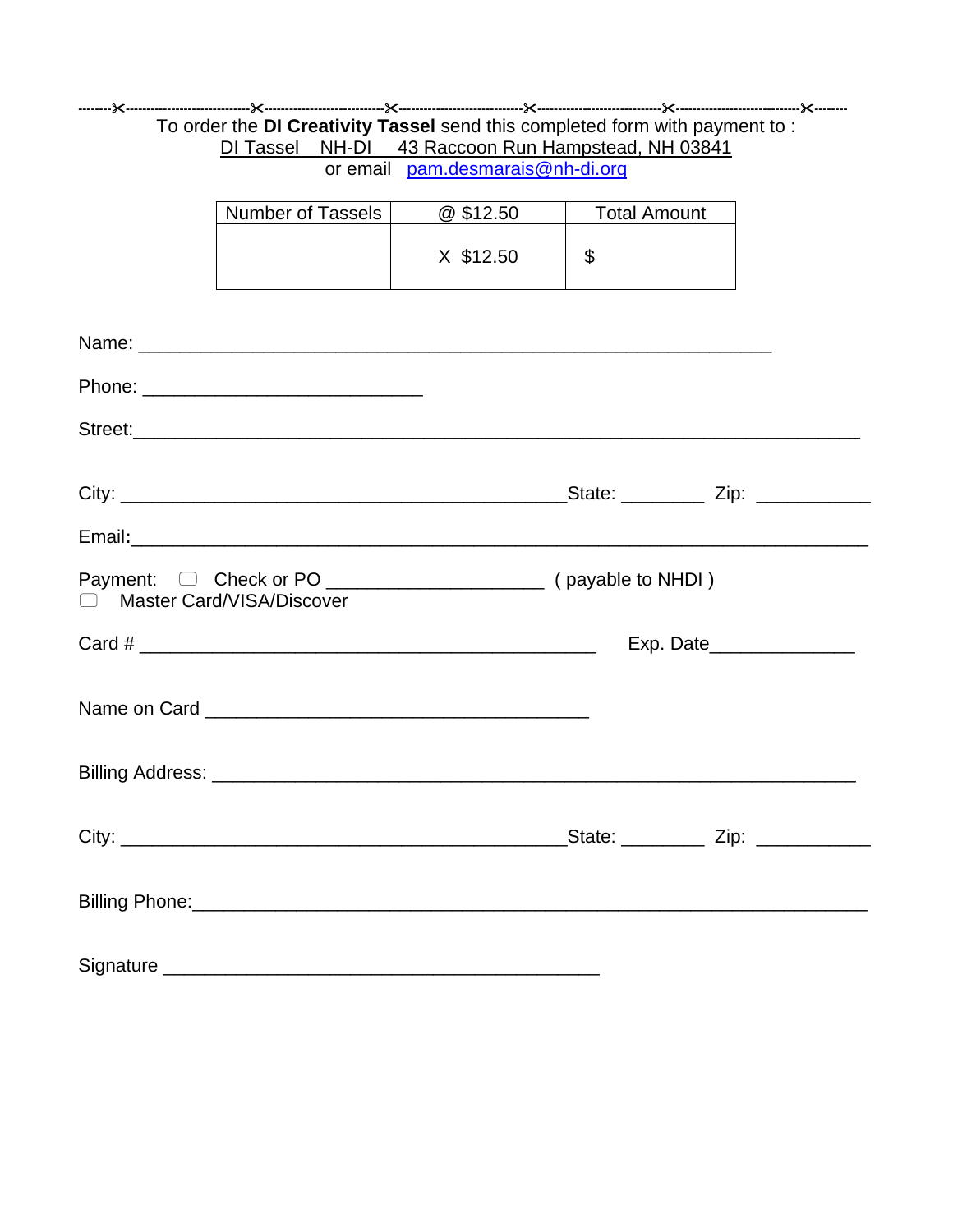--------✂------------------------------✂----------------------------✂-----------------------------✂-----------------------------✂------------------------------✂--------

To order the **DI Creativity Tassel** send this completed form with payment to :

DI Tassel NH-DI 43 Raccoon Run Hampstead, NH 03841

or email pam.desmarais@nh-di.org

| Number of Tassels | @ $12.50 | Total Amount |
|---|---|---|
| | X $12.50 | $ |

Name: ___________________________________________________________

Phone: ___________________________

Street:_____________________________________________________________________

City: ___________________________________________State: ________ Zip: ___________

Email:______________________________________________________________________

Payment: ☐ Check or PO _____________________ ( payable to NHDI )

☐ Master Card/VISA/Discover

Card # ____________________________________________ Exp. Date______________

Name on Card _____________________________________

Billing Address: ______________________________________________________________

City: ___________________________________________State: ________ Zip: ___________

Billing Phone:_________________________________________________________________

Signature __________________________________________